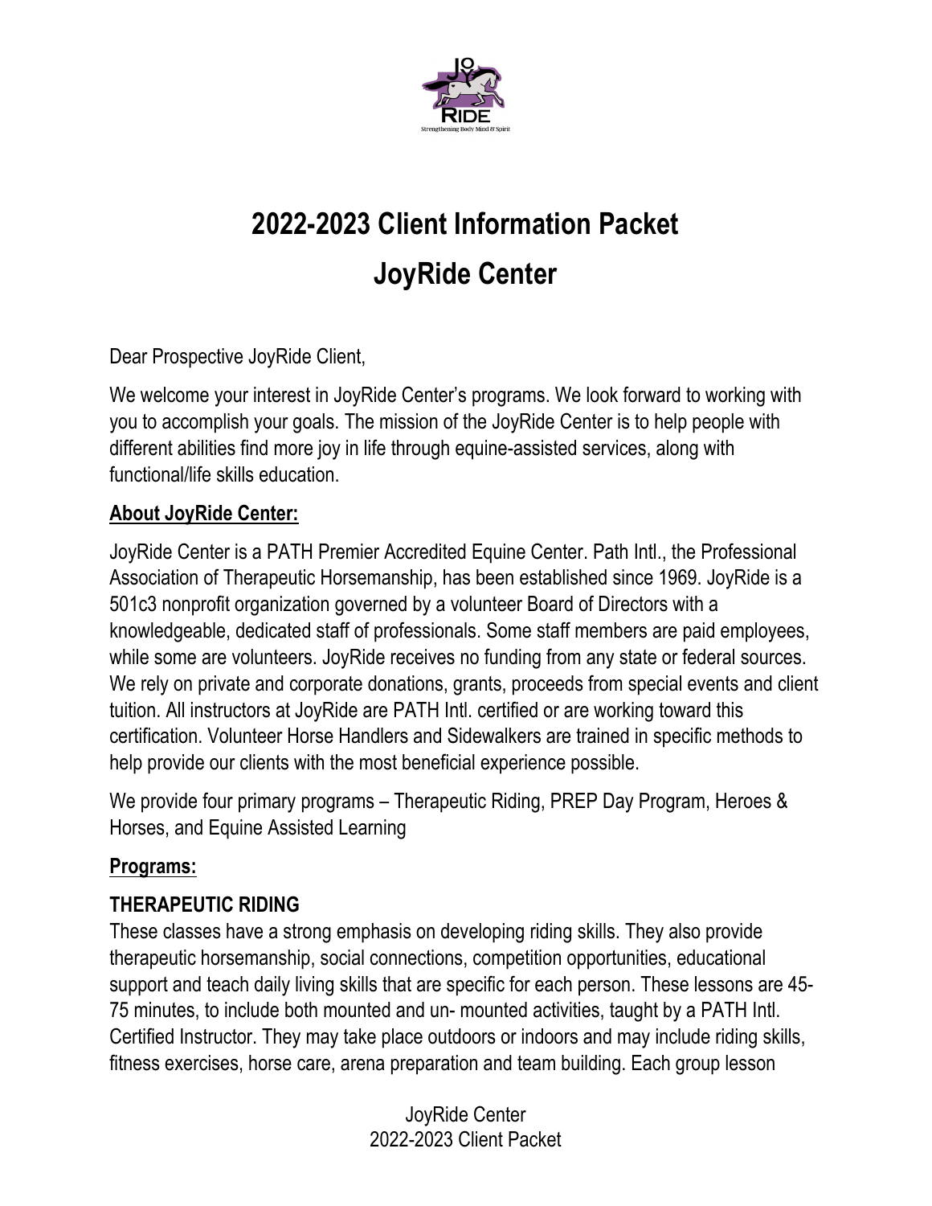# 2022-2023 Client Information Packet

# JoyRide Center

Dear Prospective JoyRide Client,

We welcome your interest in JoyRide Center's programs. We look forward to working with you to accomplish your goals. The mission of the JoyRide Center is to help people with different abilities find more joy in life through equine-assisted services, along with functional/life skills education.

**About JoyRide Center:**

JoyRide Center is a PATH Premier Accredited Equine Center. Path Intl., the Professional Association of Therapeutic Horsemanship, has been established since 1969. JoyRide is a 501c3 nonprofit organization governed by a volunteer Board of Directors with a knowledgeable, dedicated staff of professionals. Some staff members are paid employees, while some are volunteers. JoyRide receives no funding from any state or federal sources. We rely on private and corporate donations, grants, proceeds from special events and client tuition. All instructors at JoyRide are PATH Intl. certified or are working toward this certification. Volunteer Horse Handlers and Sidewalkers are trained in specific methods to help provide our clients with the most beneficial experience possible.

We provide four primary programs – Therapeutic Riding, PREP Day Program, Heroes & Horses, and Equine Assisted Learning

**Programs:**

### THERAPEUTIC RIDING

These classes have a strong emphasis on developing riding skills. They also provide therapeutic horsemanship, social connections, competition opportunities, educational support and teach daily living skills that are specific for each person. These lessons are 45-75 minutes, to include both mounted and un- mounted activities, taught by a PATH Intl. Certified Instructor. They may take place outdoors or indoors and may include riding skills, fitness exercises, horse care, arena preparation and team building. Each group lesson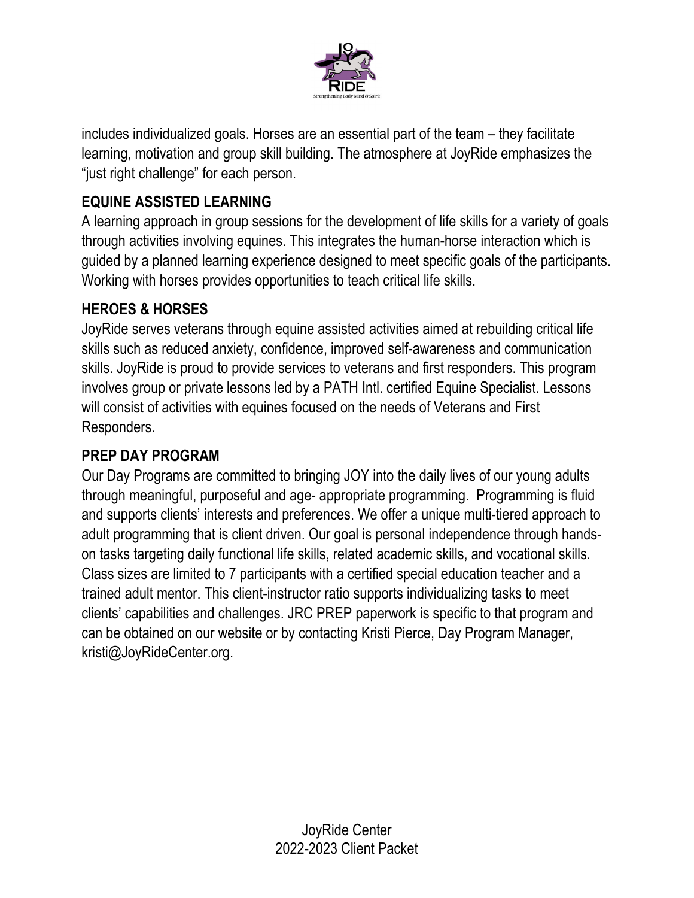includes individualized goals. Horses are an essential part of the team – they facilitate learning, motivation and group skill building. The atmosphere at JoyRide emphasizes the "just right challenge" for each person.

## EQUINE ASSISTED LEARNING

A learning approach in group sessions for the development of life skills for a variety of goals through activities involving equines. This integrates the human-horse interaction which is guided by a planned learning experience designed to meet specific goals of the participants. Working with horses provides opportunities to teach critical life skills.

## HEROES & HORSES

JoyRide serves veterans through equine assisted activities aimed at rebuilding critical life skills such as reduced anxiety, confidence, improved self-awareness and communication skills. JoyRide is proud to provide services to veterans and first responders. This program involves group or private lessons led by a PATH Intl. certified Equine Specialist. Lessons will consist of activities with equines focused on the needs of Veterans and First Responders.

## PREP DAY PROGRAM

Our Day Programs are committed to bringing JOY into the daily lives of our young adults through meaningful, purposeful and age- appropriate programming. Programming is fluid and supports clients' interests and preferences. We offer a unique multi-tiered approach to adult programming that is client driven. Our goal is personal independence through hands-on tasks targeting daily functional life skills, related academic skills, and vocational skills. Class sizes are limited to 7 participants with a certified special education teacher and a trained adult mentor. This client-instructor ratio supports individualizing tasks to meet clients' capabilities and challenges. JRC PREP paperwork is specific to that program and can be obtained on our website or by contacting Kristi Pierce, Day Program Manager, kristi@JoyRideCenter.org.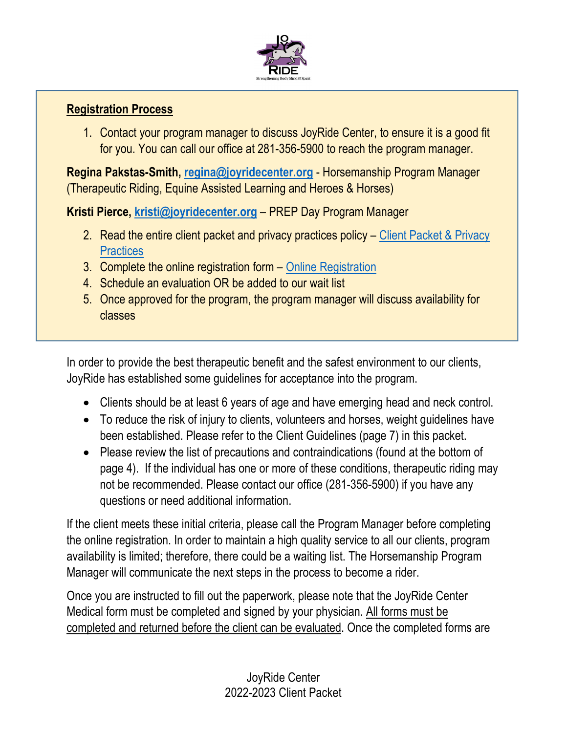**Registration Process**

1. Contact your program manager to discuss JoyRide Center, to ensure it is a good fit for you. You can call our office at 281-356-5900 to reach the program manager.

**Regina Pakstas-Smith, [regina@joyridecenter.org](mailto:regina@joyridecenter.org)** - Horsemanship Program Manager (Therapeutic Riding, Equine Assisted Learning and Heroes & Horses)

**Kristi Pierce, [kristi@joyridecenter.org](mailto:kristi@joyridecenter.org)** – PREP Day Program Manager

2. Read the entire client packet and privacy practices policy – Client Packet & Privacy Practices
3. Complete the online registration form – Online Registration
4. Schedule an evaluation OR be added to our wait list
5. Once approved for the program, the program manager will discuss availability for classes

In order to provide the best therapeutic benefit and the safest environment to our clients, JoyRide has established some guidelines for acceptance into the program.

- Clients should be at least 6 years of age and have emerging head and neck control.
- To reduce the risk of injury to clients, volunteers and horses, weight guidelines have been established. Please refer to the Client Guidelines (page 7) in this packet.
- Please review the list of precautions and contraindications (found at the bottom of page 4). If the individual has one or more of these conditions, therapeutic riding may not be recommended. Please contact our office (281-356-5900) if you have any questions or need additional information.

If the client meets these initial criteria, please call the Program Manager before completing the online registration. In order to maintain a high quality service to all our clients, program availability is limited; therefore, there could be a waiting list. The Horsemanship Program Manager will communicate the next steps in the process to become a rider.

Once you are instructed to fill out the paperwork, please note that the JoyRide Center Medical form must be completed and signed by your physician. All forms must be completed and returned before the client can be evaluated. Once the completed forms are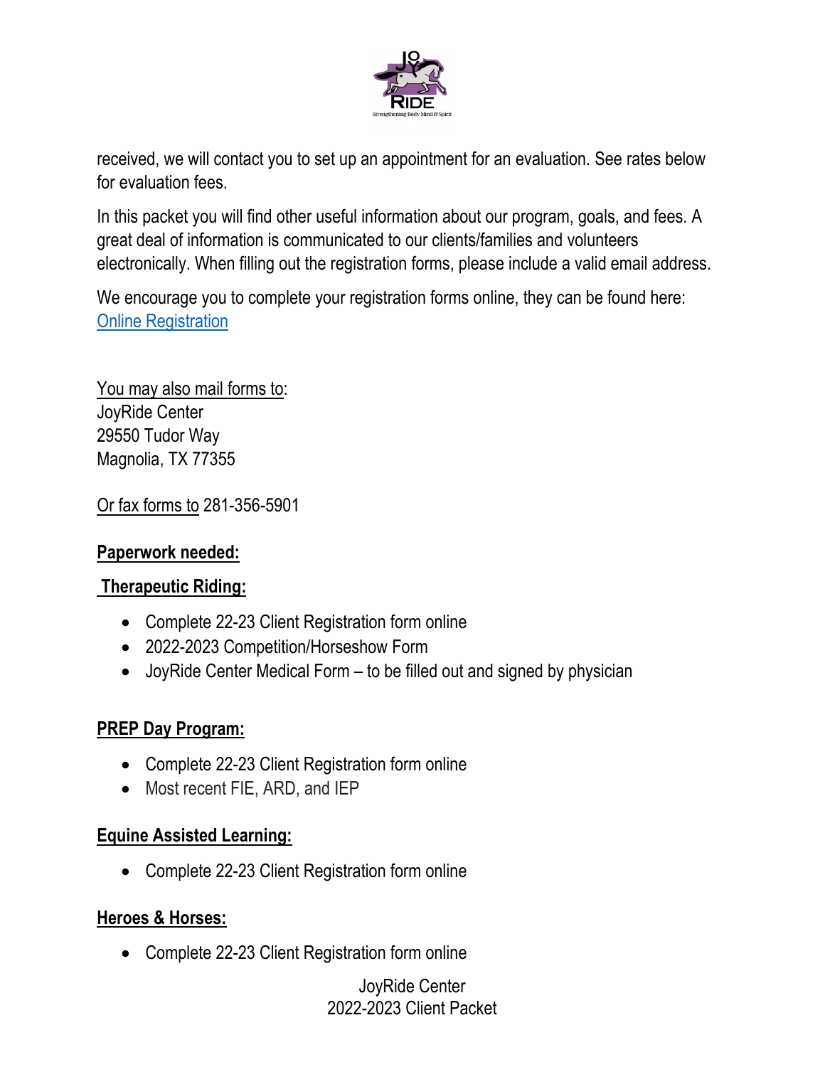received, we will contact you to set up an appointment for an evaluation. See rates below for evaluation fees.

In this packet you will find other useful information about our program, goals, and fees. A great deal of information is communicated to our clients/families and volunteers electronically. When filling out the registration forms, please include a valid email address.

We encourage you to complete your registration forms online, they can be found here: Online Registration

You may also mail forms to:
JoyRide Center
29550 Tudor Way
Magnolia, TX 77355

Or fax forms to 281-356-5901

**Paperwork needed:**

**Therapeutic Riding:**

- Complete 22-23 Client Registration form online
- 2022-2023 Competition/Horseshow Form
- JoyRide Center Medical Form – to be filled out and signed by physician

**PREP Day Program:**

- Complete 22-23 Client Registration form online
- Most recent FIE, ARD, and IEP

**Equine Assisted Learning:**

- Complete 22-23 Client Registration form online

**Heroes & Horses:**

- Complete 22-23 Client Registration form online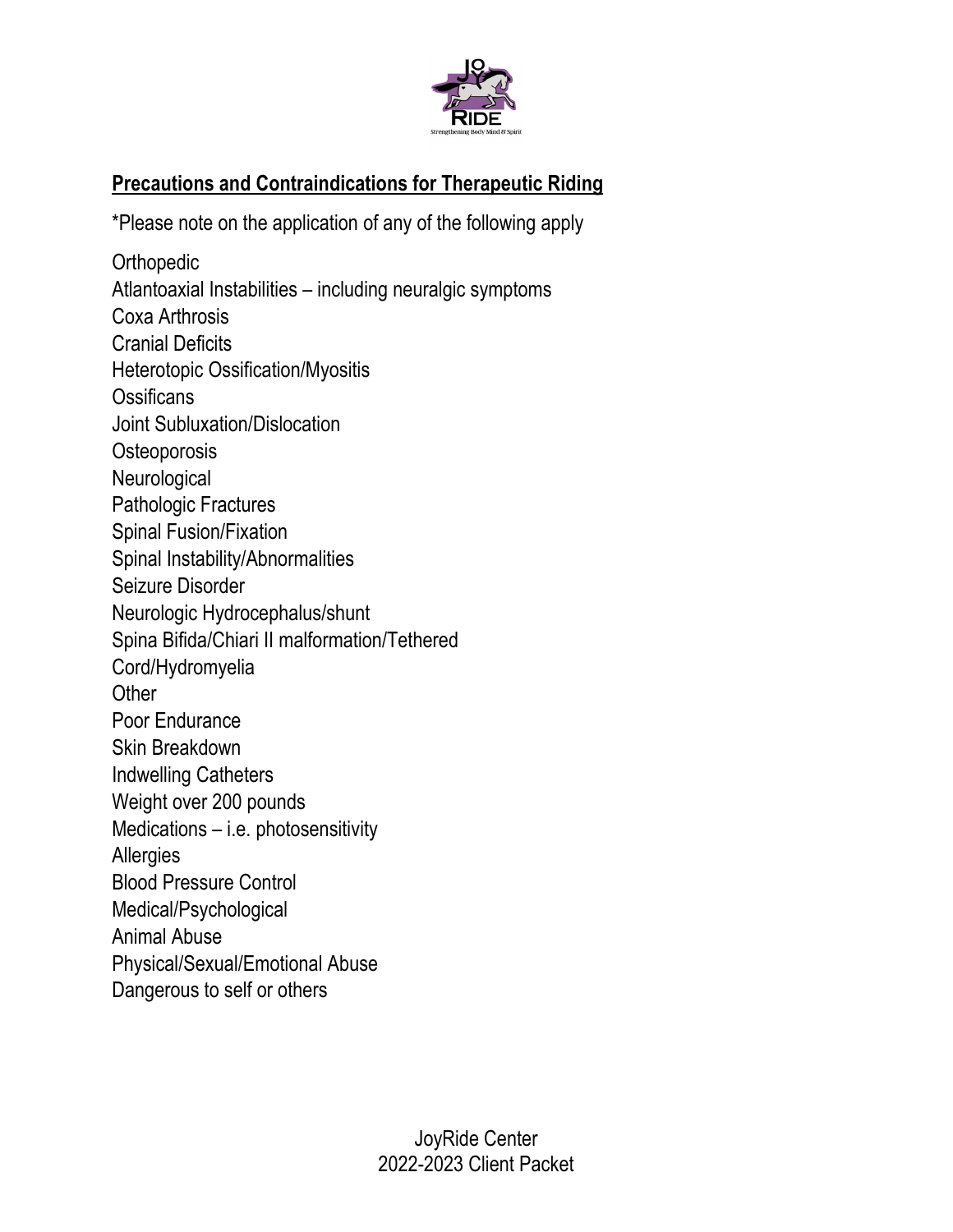**Precautions and Contraindications for Therapeutic Riding**

*Please note on the application of any of the following apply

Orthopedic
Atlantoaxial Instabilities – including neuralgic symptoms
Coxa Arthrosis
Cranial Deficits
Heterotopic Ossification/Myositis
Ossificans
Joint Subluxation/Dislocation
Osteoporosis
Neurological
Pathologic Fractures
Spinal Fusion/Fixation
Spinal Instability/Abnormalities
Seizure Disorder
Neurologic Hydrocephalus/shunt
Spina Bifida/Chiari II malformation/Tethered
Cord/Hydromyelia
Other
Poor Endurance
Skin Breakdown
Indwelling Catheters
Weight over 200 pounds
Medications – i.e. photosensitivity
Allergies
Blood Pressure Control
Medical/Psychological
Animal Abuse
Physical/Sexual/Emotional Abuse
Dangerous to self or others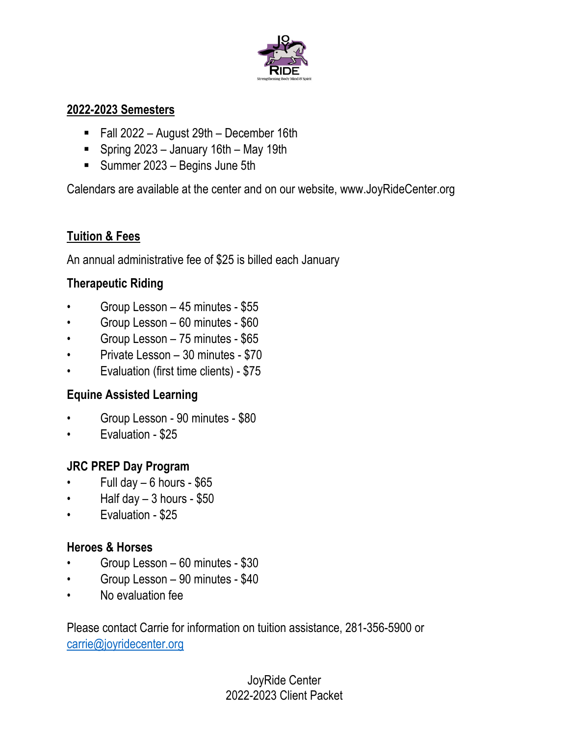## 2022-2023 Semesters

- Fall 2022 – August 29th – December 16th
- Spring 2023 – January 16th – May 19th
- Summer 2023 – Begins June 5th

Calendars are available at the center and on our website, www.JoyRideCenter.org

## Tuition & Fees

An annual administrative fee of $25 is billed each January

### Therapeutic Riding

- Group Lesson – 45 minutes - $55
- Group Lesson – 60 minutes - $60
- Group Lesson – 75 minutes - $65
- Private Lesson – 30 minutes - $70
- Evaluation (first time clients) - $75

### Equine Assisted Learning

- Group Lesson - 90 minutes - $80
- Evaluation - $25

### JRC PREP Day Program

- Full day – 6 hours - $65
- Half day – 3 hours - $50
- Evaluation - $25

### Heroes & Horses

- Group Lesson – 60 minutes - $30
- Group Lesson – 90 minutes - $40
- No evaluation fee

Please contact Carrie for information on tuition assistance, 281-356-5900 or carrie@joyridecenter.org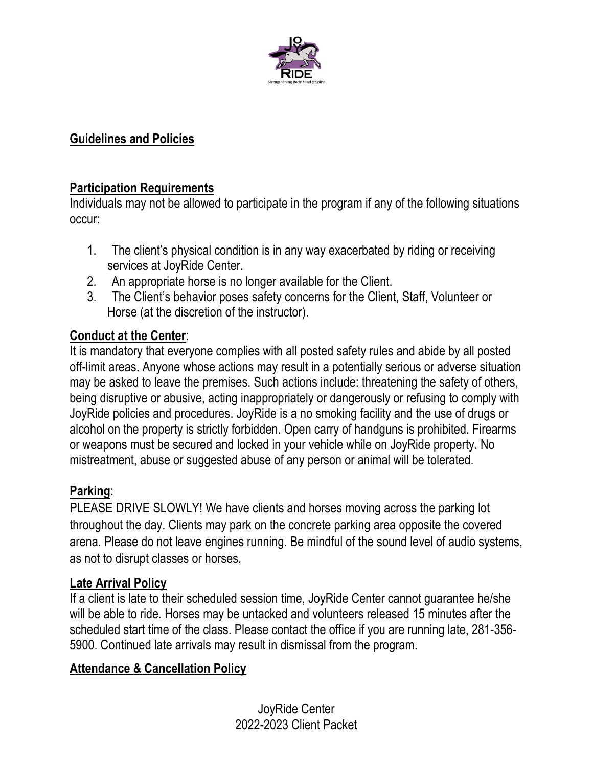## Guidelines and Policies

### Participation Requirements

Individuals may not be allowed to participate in the program if any of the following situations occur:

1. The client's physical condition is in any way exacerbated by riding or receiving services at JoyRide Center.
2. An appropriate horse is no longer available for the Client.
3. The Client's behavior poses safety concerns for the Client, Staff, Volunteer or Horse (at the discretion of the instructor).

### Conduct at the Center:

It is mandatory that everyone complies with all posted safety rules and abide by all posted off-limit areas. Anyone whose actions may result in a potentially serious or adverse situation may be asked to leave the premises. Such actions include: threatening the safety of others, being disruptive or abusive, acting inappropriately or dangerously or refusing to comply with JoyRide policies and procedures. JoyRide is a no smoking facility and the use of drugs or alcohol on the property is strictly forbidden. Open carry of handguns is prohibited. Firearms or weapons must be secured and locked in your vehicle while on JoyRide property. No mistreatment, abuse or suggested abuse of any person or animal will be tolerated.

### Parking:

PLEASE DRIVE SLOWLY! We have clients and horses moving across the parking lot throughout the day. Clients may park on the concrete parking area opposite the covered arena. Please do not leave engines running. Be mindful of the sound level of audio systems, as not to disrupt classes or horses.

### Late Arrival Policy

If a client is late to their scheduled session time, JoyRide Center cannot guarantee he/she will be able to ride. Horses may be untacked and volunteers released 15 minutes after the scheduled start time of the class. Please contact the office if you are running late, 281-356-5900. Continued late arrivals may result in dismissal from the program.

### Attendance & Cancellation Policy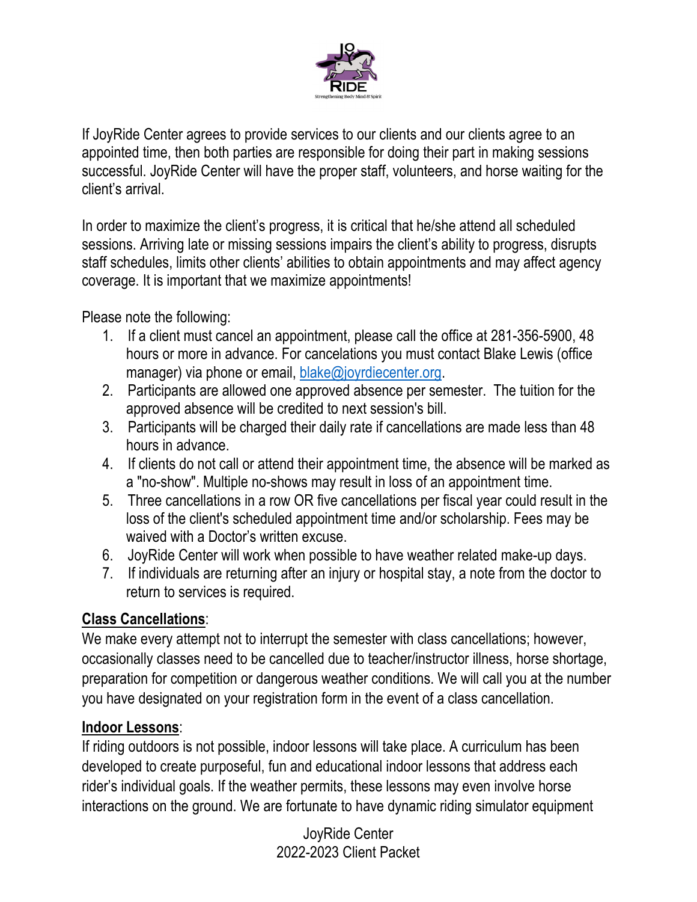If JoyRide Center agrees to provide services to our clients and our clients agree to an appointed time, then both parties are responsible for doing their part in making sessions successful. JoyRide Center will have the proper staff, volunteers, and horse waiting for the client's arrival.

In order to maximize the client's progress, it is critical that he/she attend all scheduled sessions. Arriving late or missing sessions impairs the client's ability to progress, disrupts staff schedules, limits other clients' abilities to obtain appointments and may affect agency coverage. It is important that we maximize appointments!

Please note the following:

1. If a client must cancel an appointment, please call the office at 281-356-5900, 48 hours or more in advance. For cancelations you must contact Blake Lewis (office manager) via phone or email, blake@joyrdiecenter.org.
2. Participants are allowed one approved absence per semester. The tuition for the approved absence will be credited to next session's bill.
3. Participants will be charged their daily rate if cancellations are made less than 48 hours in advance.
4. If clients do not call or attend their appointment time, the absence will be marked as a "no-show". Multiple no-shows may result in loss of an appointment time.
5. Three cancellations in a row OR five cancellations per fiscal year could result in the loss of the client's scheduled appointment time and/or scholarship. Fees may be waived with a Doctor's written excuse.
6. JoyRide Center will work when possible to have weather related make-up days.
7. If individuals are returning after an injury or hospital stay, a note from the doctor to return to services is required.

**Class Cancellations**:
We make every attempt not to interrupt the semester with class cancellations; however, occasionally classes need to be cancelled due to teacher/instructor illness, horse shortage, preparation for competition or dangerous weather conditions. We will call you at the number you have designated on your registration form in the event of a class cancellation.

**Indoor Lessons**:
If riding outdoors is not possible, indoor lessons will take place. A curriculum has been developed to create purposeful, fun and educational indoor lessons that address each rider's individual goals. If the weather permits, these lessons may even involve horse interactions on the ground. We are fortunate to have dynamic riding simulator equipment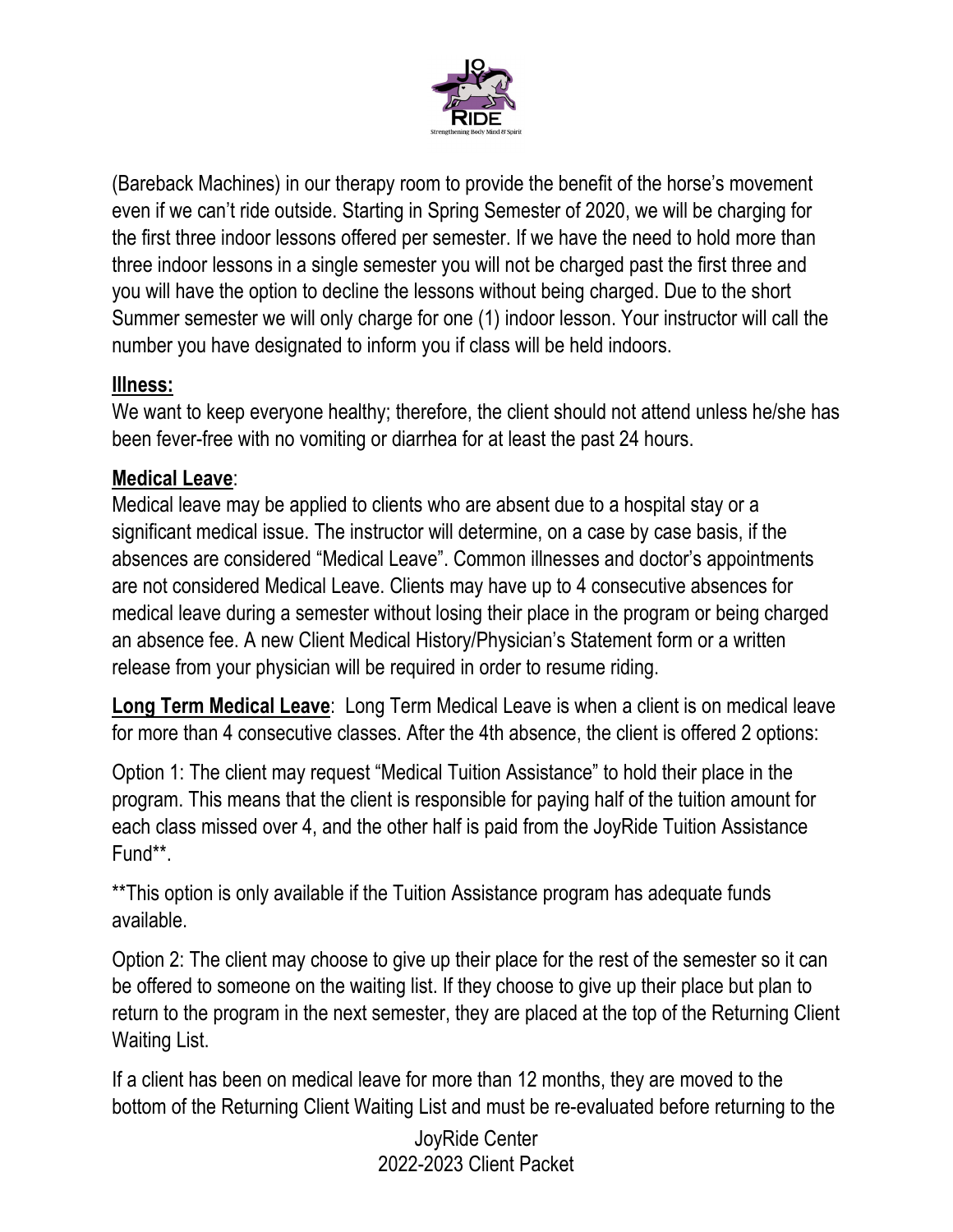(Bareback Machines) in our therapy room to provide the benefit of the horse's movement even if we can't ride outside. Starting in Spring Semester of 2020, we will be charging for the first three indoor lessons offered per semester. If we have the need to hold more than three indoor lessons in a single semester you will not be charged past the first three and you will have the option to decline the lessons without being charged. Due to the short Summer semester we will only charge for one (1) indoor lesson. Your instructor will call the number you have designated to inform you if class will be held indoors.

**Illness:**
We want to keep everyone healthy; therefore, the client should not attend unless he/she has been fever-free with no vomiting or diarrhea for at least the past 24 hours.

**Medical Leave**:
Medical leave may be applied to clients who are absent due to a hospital stay or a significant medical issue. The instructor will determine, on a case by case basis, if the absences are considered "Medical Leave". Common illnesses and doctor's appointments are not considered Medical Leave. Clients may have up to 4 consecutive absences for medical leave during a semester without losing their place in the program or being charged an absence fee. A new Client Medical History/Physician's Statement form or a written release from your physician will be required in order to resume riding.

**Long Term Medical Leave**: Long Term Medical Leave is when a client is on medical leave for more than 4 consecutive classes. After the 4th absence, the client is offered 2 options:

Option 1: The client may request "Medical Tuition Assistance" to hold their place in the program. This means that the client is responsible for paying half of the tuition amount for each class missed over 4, and the other half is paid from the JoyRide Tuition Assistance Fund**.

**This option is only available if the Tuition Assistance program has adequate funds available.

Option 2: The client may choose to give up their place for the rest of the semester so it can be offered to someone on the waiting list. If they choose to give up their place but plan to return to the program in the next semester, they are placed at the top of the Returning Client Waiting List.

If a client has been on medical leave for more than 12 months, they are moved to the bottom of the Returning Client Waiting List and must be re-evaluated before returning to the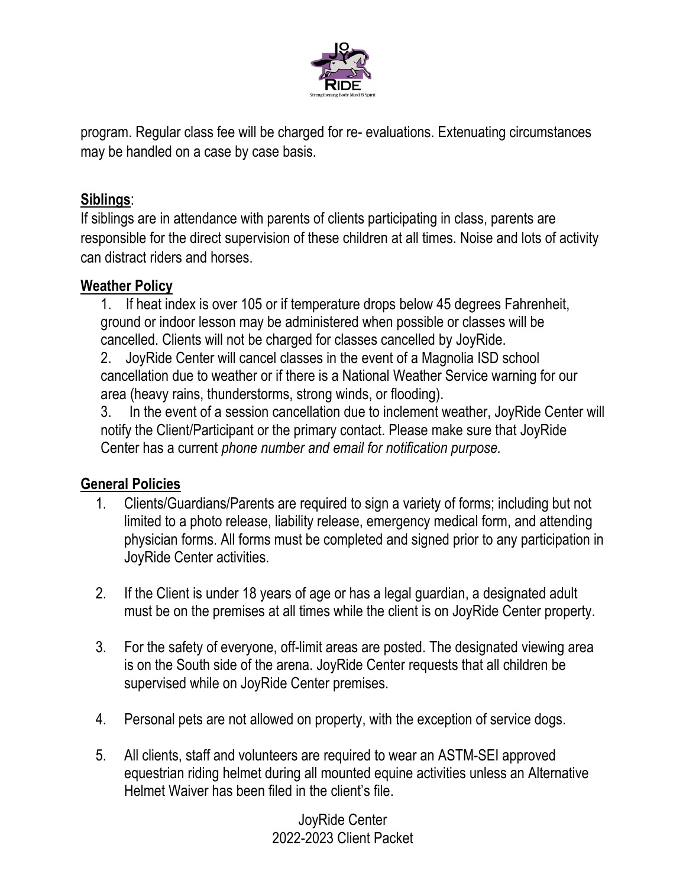program. Regular class fee will be charged for re- evaluations. Extenuating circumstances may be handled on a case by case basis.

**Siblings**:

If siblings are in attendance with parents of clients participating in class, parents are responsible for the direct supervision of these children at all times. Noise and lots of activity can distract riders and horses.

**Weather Policy**

1. If heat index is over 105 or if temperature drops below 45 degrees Fahrenheit, ground or indoor lesson may be administered when possible or classes will be cancelled. Clients will not be charged for classes cancelled by JoyRide.
2. JoyRide Center will cancel classes in the event of a Magnolia ISD school cancellation due to weather or if there is a National Weather Service warning for our area (heavy rains, thunderstorms, strong winds, or flooding).
3. In the event of a session cancellation due to inclement weather, JoyRide Center will notify the Client/Participant or the primary contact. Please make sure that JoyRide Center has a current *phone number and email for notification purpose.*

**General Policies**

1. Clients/Guardians/Parents are required to sign a variety of forms; including but not limited to a photo release, liability release, emergency medical form, and attending physician forms. All forms must be completed and signed prior to any participation in JoyRide Center activities.

2. If the Client is under 18 years of age or has a legal guardian, a designated adult must be on the premises at all times while the client is on JoyRide Center property.

3. For the safety of everyone, off-limit areas are posted. The designated viewing area is on the South side of the arena. JoyRide Center requests that all children be supervised while on JoyRide Center premises.

4. Personal pets are not allowed on property, with the exception of service dogs.

5. All clients, staff and volunteers are required to wear an ASTM-SEI approved equestrian riding helmet during all mounted equine activities unless an Alternative Helmet Waiver has been filed in the client's file.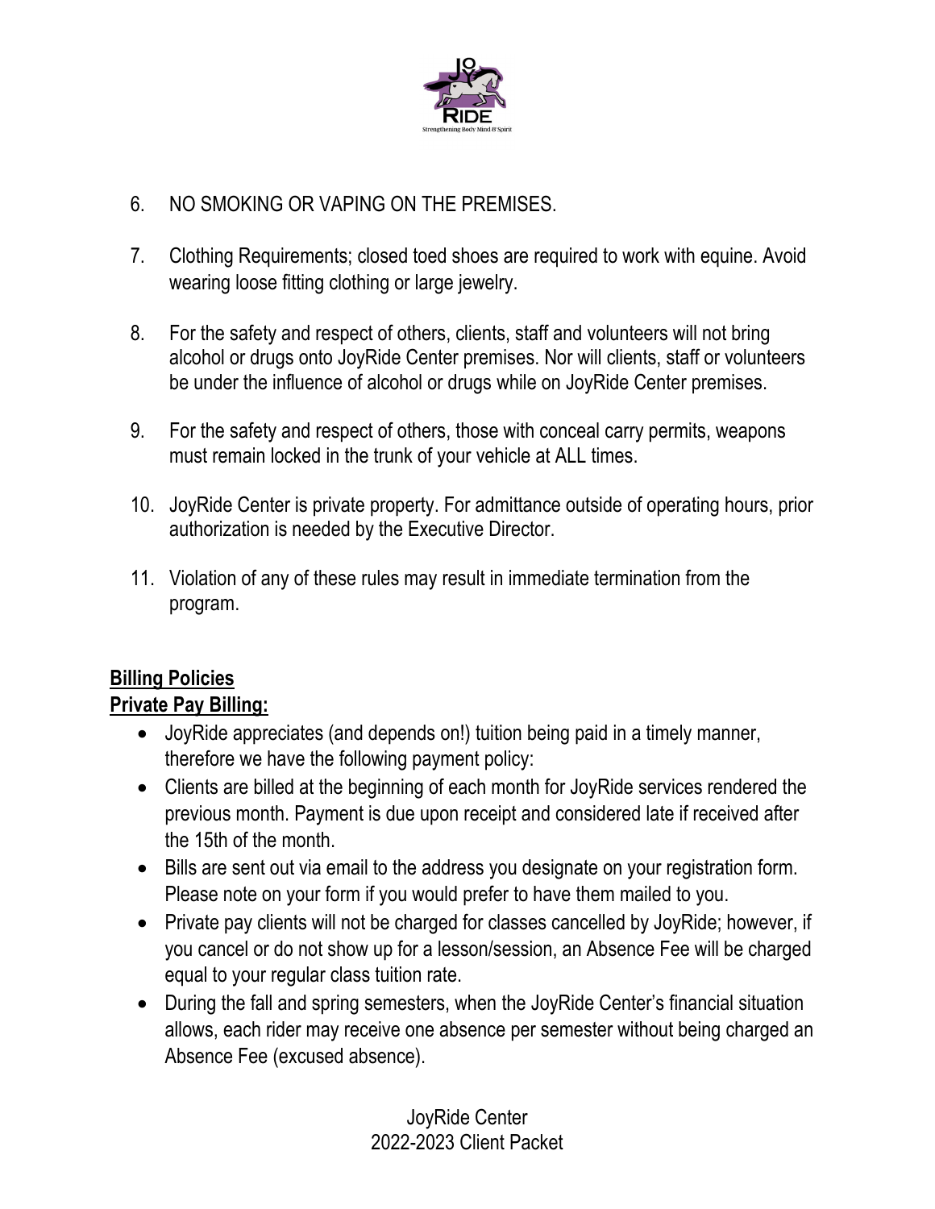6. NO SMOKING OR VAPING ON THE PREMISES.

7. Clothing Requirements; closed toed shoes are required to work with equine. Avoid wearing loose fitting clothing or large jewelry.

8. For the safety and respect of others, clients, staff and volunteers will not bring alcohol or drugs onto JoyRide Center premises. Nor will clients, staff or volunteers be under the influence of alcohol or drugs while on JoyRide Center premises.

9. For the safety and respect of others, those with conceal carry permits, weapons must remain locked in the trunk of your vehicle at ALL times.

10. JoyRide Center is private property. For admittance outside of operating hours, prior authorization is needed by the Executive Director.

11. Violation of any of these rules may result in immediate termination from the program.

**Billing Policies**

**Private Pay Billing:**

- JoyRide appreciates (and depends on!) tuition being paid in a timely manner, therefore we have the following payment policy:
- Clients are billed at the beginning of each month for JoyRide services rendered the previous month. Payment is due upon receipt and considered late if received after the 15th of the month.
- Bills are sent out via email to the address you designate on your registration form. Please note on your form if you would prefer to have them mailed to you.
- Private pay clients will not be charged for classes cancelled by JoyRide; however, if you cancel or do not show up for a lesson/session, an Absence Fee will be charged equal to your regular class tuition rate.
- During the fall and spring semesters, when the JoyRide Center's financial situation allows, each rider may receive one absence per semester without being charged an Absence Fee (excused absence).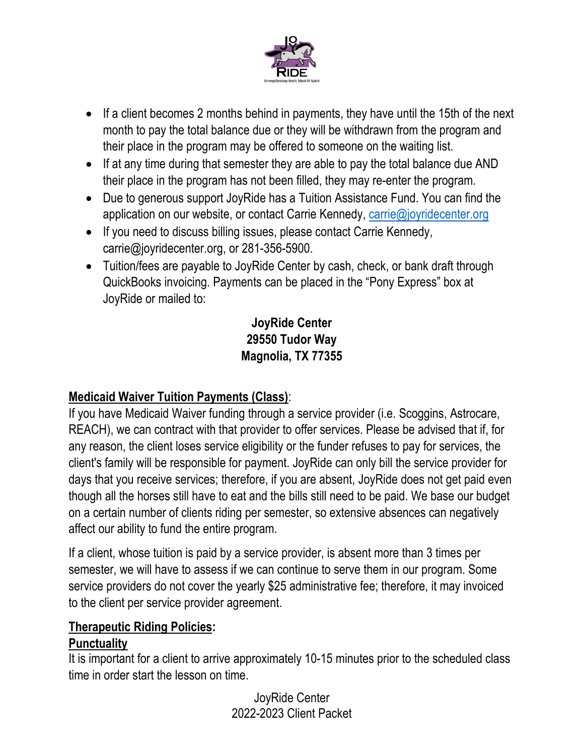- If a client becomes 2 months behind in payments, they have until the 15th of the next month to pay the total balance due or they will be withdrawn from the program and their place in the program may be offered to someone on the waiting list.
- If at any time during that semester they are able to pay the total balance due AND their place in the program has not been filled, they may re-enter the program.
- Due to generous support JoyRide has a Tuition Assistance Fund. You can find the application on our website, or contact Carrie Kennedy, carrie@joyridecenter.org
- If you need to discuss billing issues, please contact Carrie Kennedy, carrie@joyridecenter.org, or 281-356-5900.
- Tuition/fees are payable to JoyRide Center by cash, check, or bank draft through QuickBooks invoicing. Payments can be placed in the "Pony Express" box at JoyRide or mailed to:

**JoyRide Center**
**29550 Tudor Way**
**Magnolia, TX 77355**

**Medicaid Waiver Tuition Payments (Class)**:
If you have Medicaid Waiver funding through a service provider (i.e. Scoggins, Astrocare, REACH), we can contract with that provider to offer services. Please be advised that if, for any reason, the client loses service eligibility or the funder refuses to pay for services, the client's family will be responsible for payment. JoyRide can only bill the service provider for days that you receive services; therefore, if you are absent, JoyRide does not get paid even though all the horses still have to eat and the bills still need to be paid. We base our budget on a certain number of clients riding per semester, so extensive absences can negatively affect our ability to fund the entire program.

If a client, whose tuition is paid by a service provider, is absent more than 3 times per semester, we will have to assess if we can continue to serve them in our program. Some service providers do not cover the yearly $25 administrative fee; therefore, it may invoiced to the client per service provider agreement.

**Therapeutic Riding Policies:**

**Punctuality**
It is important for a client to arrive approximately 10-15 minutes prior to the scheduled class time in order start the lesson on time.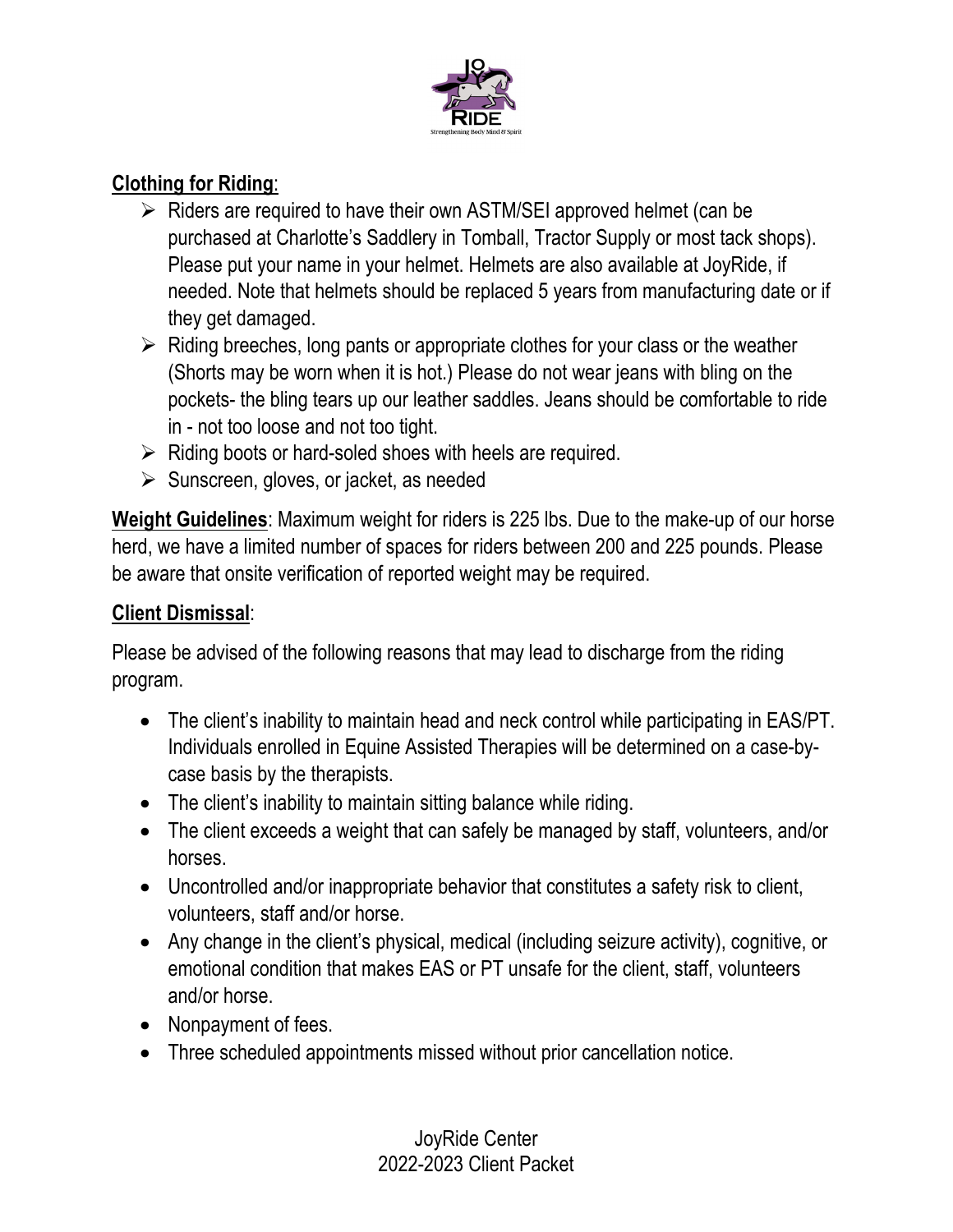**Clothing for Riding**:

- Riders are required to have their own ASTM/SEI approved helmet (can be purchased at Charlotte's Saddlery in Tomball, Tractor Supply or most tack shops). Please put your name in your helmet. Helmets are also available at JoyRide, if needed. Note that helmets should be replaced 5 years from manufacturing date or if they get damaged.
- Riding breeches, long pants or appropriate clothes for your class or the weather (Shorts may be worn when it is hot.) Please do not wear jeans with bling on the pockets- the bling tears up our leather saddles. Jeans should be comfortable to ride in - not too loose and not too tight.
- Riding boots or hard-soled shoes with heels are required.
- Sunscreen, gloves, or jacket, as needed

**Weight Guidelines**: Maximum weight for riders is 225 lbs. Due to the make-up of our horse herd, we have a limited number of spaces for riders between 200 and 225 pounds. Please be aware that onsite verification of reported weight may be required.

**Client Dismissal**:

Please be advised of the following reasons that may lead to discharge from the riding program.

- The client's inability to maintain head and neck control while participating in EAS/PT. Individuals enrolled in Equine Assisted Therapies will be determined on a case-by-case basis by the therapists.
- The client's inability to maintain sitting balance while riding.
- The client exceeds a weight that can safely be managed by staff, volunteers, and/or horses.
- Uncontrolled and/or inappropriate behavior that constitutes a safety risk to client, volunteers, staff and/or horse.
- Any change in the client's physical, medical (including seizure activity), cognitive, or emotional condition that makes EAS or PT unsafe for the client, staff, volunteers and/or horse.
- Nonpayment of fees.
- Three scheduled appointments missed without prior cancellation notice.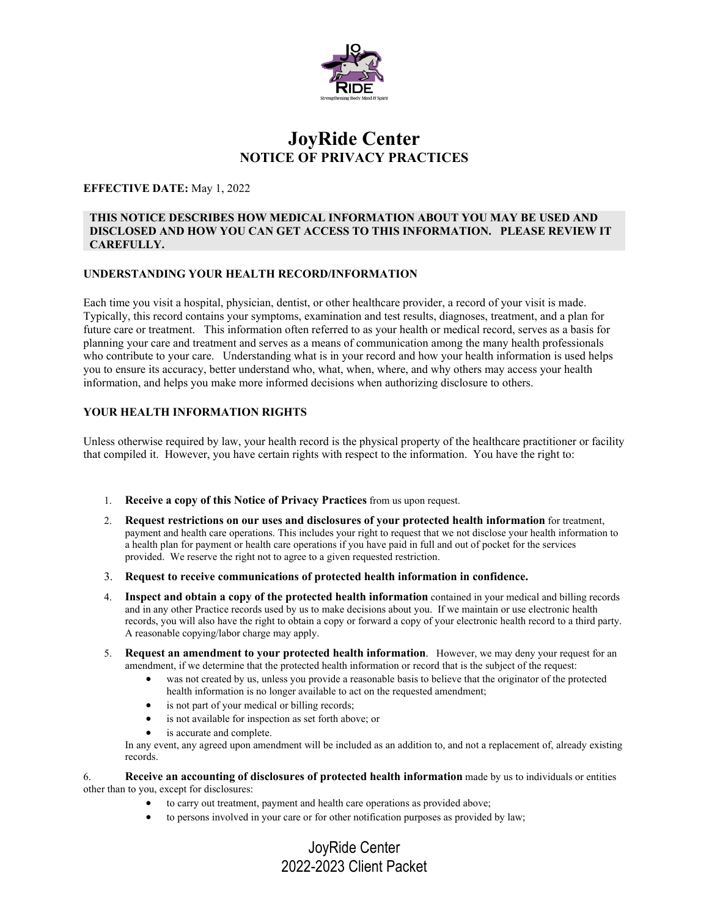# JoyRide Center

## NOTICE OF PRIVACY PRACTICES

**EFFECTIVE DATE:** May 1, 2022

**THIS NOTICE DESCRIBES HOW MEDICAL INFORMATION ABOUT YOU MAY BE USED AND DISCLOSED AND HOW YOU CAN GET ACCESS TO THIS INFORMATION. PLEASE REVIEW IT CAREFULLY.**

### UNDERSTANDING YOUR HEALTH RECORD/INFORMATION

Each time you visit a hospital, physician, dentist, or other healthcare provider, a record of your visit is made. Typically, this record contains your symptoms, examination and test results, diagnoses, treatment, and a plan for future care or treatment. This information often referred to as your health or medical record, serves as a basis for planning your care and treatment and serves as a means of communication among the many health professionals who contribute to your care. Understanding what is in your record and how your health information is used helps you to ensure its accuracy, better understand who, what, when, where, and why others may access your health information, and helps you make more informed decisions when authorizing disclosure to others.

### YOUR HEALTH INFORMATION RIGHTS

Unless otherwise required by law, your health record is the physical property of the healthcare practitioner or facility that compiled it. However, you have certain rights with respect to the information. You have the right to:

1. **Receive a copy of this Notice of Privacy Practices** from us upon request.
2. **Request restrictions on our uses and disclosures of your protected health information** for treatment, payment and health care operations. This includes your right to request that we not disclose your health information to a health plan for payment or health care operations if you have paid in full and out of pocket for the services provided. We reserve the right not to agree to a given requested restriction.
3. **Request to receive communications of protected health information in confidence.**
4. **Inspect and obtain a copy of the protected health information** contained in your medical and billing records and in any other Practice records used by us to make decisions about you. If we maintain or use electronic health records, you will also have the right to obtain a copy or forward a copy of your electronic health record to a third party. A reasonable copying/labor charge may apply.
5. **Request an amendment to your protected health information**. However, we may deny your request for an amendment, if we determine that the protected health information or record that is the subject of the request:
   - was not created by us, unless you provide a reasonable basis to believe that the originator of the protected health information is no longer available to act on the requested amendment;
   - is not part of your medical or billing records;
   - is not available for inspection as set forth above; or
   - is accurate and complete.

   In any event, any agreed upon amendment will be included as an addition to, and not a replacement of, already existing records.
6. **Receive an accounting of disclosures of protected health information** made by us to individuals or entities other than to you, except for disclosures:
   - to carry out treatment, payment and health care operations as provided above;
   - to persons involved in your care or for other notification purposes as provided by law;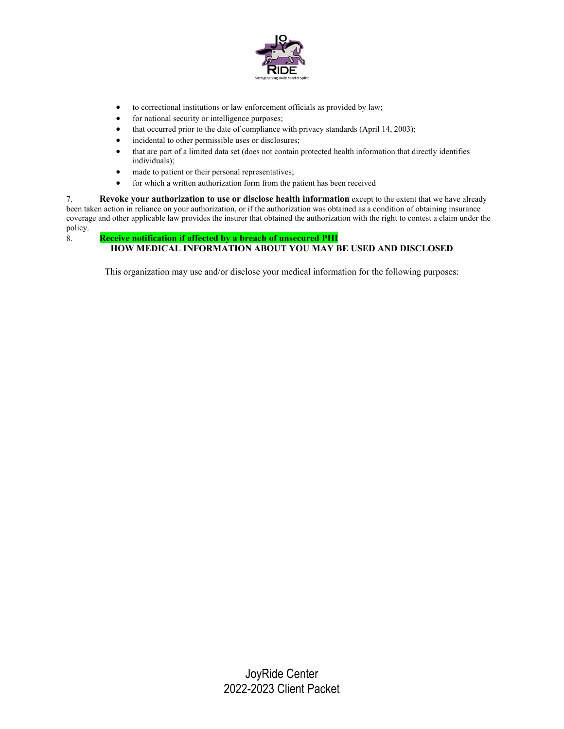- to correctional institutions or law enforcement officials as provided by law;
- for national security or intelligence purposes;
- that occurred prior to the date of compliance with privacy standards (April 14, 2003);
- incidental to other permissible uses or disclosures;
- that are part of a limited data set (does not contain protected health information that directly identifies individuals);
- made to patient or their personal representatives;
- for which a written authorization form from the patient has been received

7. **Revoke your authorization to use or disclose health information** except to the extent that we have already been taken action in reliance on your authorization, or if the authorization was obtained as a condition of obtaining insurance coverage and other applicable law provides the insurer that obtained the authorization with the right to contest a claim under the policy.

8. **Receive notification if affected by a breach of unsecured PHI**

**HOW MEDICAL INFORMATION ABOUT YOU MAY BE USED AND DISCLOSED**

This organization may use and/or disclose your medical information for the following purposes: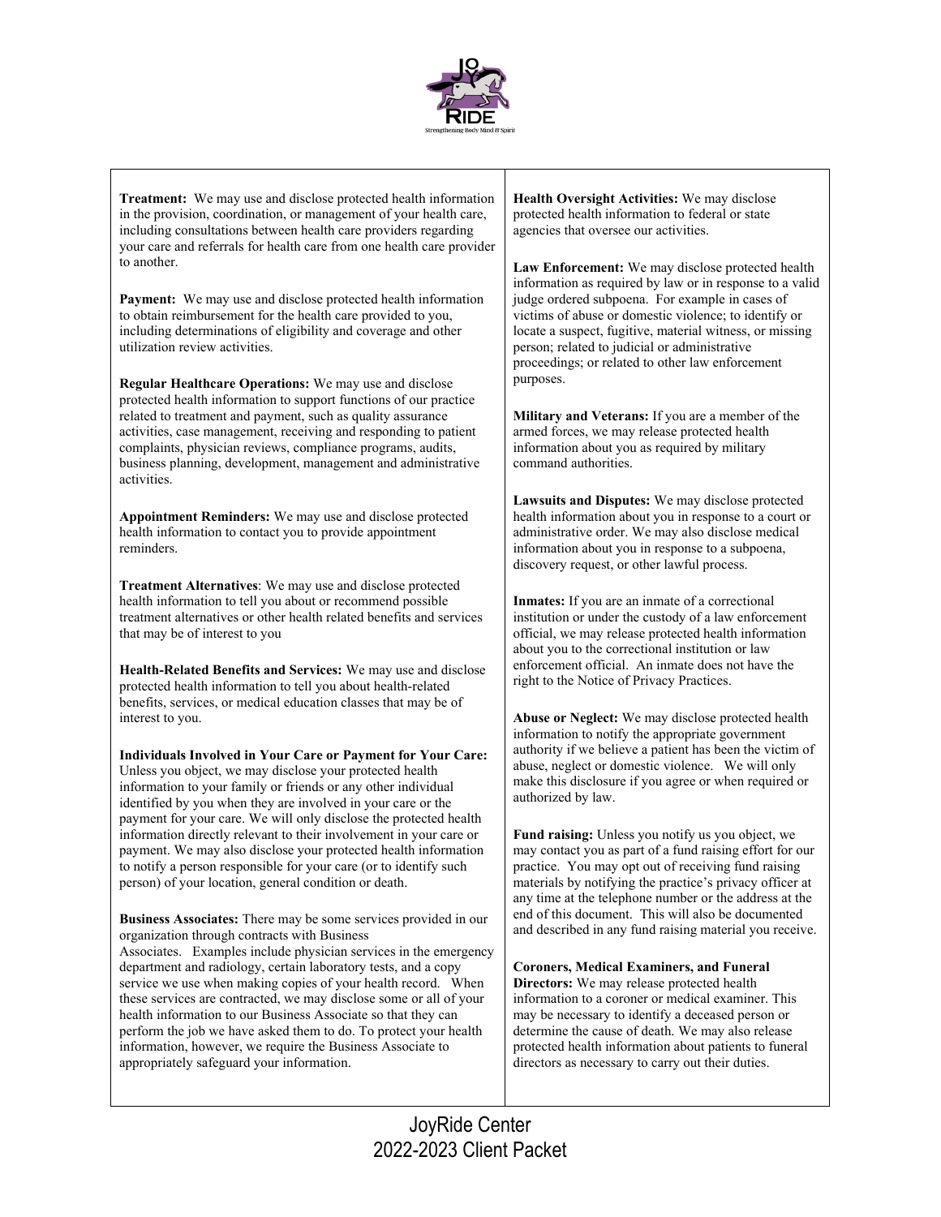**Treatment:** We may use and disclose protected health information in the provision, coordination, or management of your health care, including consultations between health care providers regarding your care and referrals for health care from one health care provider to another.

**Payment:** We may use and disclose protected health information to obtain reimbursement for the health care provided to you, including determinations of eligibility and coverage and other utilization review activities.

**Regular Healthcare Operations:** We may use and disclose protected health information to support functions of our practice related to treatment and payment, such as quality assurance activities, case management, receiving and responding to patient complaints, physician reviews, compliance programs, audits, business planning, development, management and administrative activities.

**Appointment Reminders:** We may use and disclose protected health information to contact you to provide appointment reminders.

**Treatment Alternatives**: We may use and disclose protected health information to tell you about or recommend possible treatment alternatives or other health related benefits and services that may be of interest to you

**Health-Related Benefits and Services:** We may use and disclose protected health information to tell you about health-related benefits, services, or medical education classes that may be of interest to you.

**Individuals Involved in Your Care or Payment for Your Care:** Unless you object, we may disclose your protected health information to your family or friends or any other individual identified by you when they are involved in your care or the payment for your care. We will only disclose the protected health information directly relevant to their involvement in your care or payment. We may also disclose your protected health information to notify a person responsible for your care (or to identify such person) of your location, general condition or death.

**Business Associates:** There may be some services provided in our organization through contracts with Business Associates. Examples include physician services in the emergency department and radiology, certain laboratory tests, and a copy service we use when making copies of your health record. When these services are contracted, we may disclose some or all of your health information to our Business Associate so that they can perform the job we have asked them to do. To protect your health information, however, we require the Business Associate to appropriately safeguard your information.

**Health Oversight Activities:** We may disclose protected health information to federal or state agencies that oversee our activities.

**Law Enforcement:** We may disclose protected health information as required by law or in response to a valid judge ordered subpoena. For example in cases of victims of abuse or domestic violence; to identify or locate a suspect, fugitive, material witness, or missing person; related to judicial or administrative proceedings; or related to other law enforcement purposes.

**Military and Veterans:** If you are a member of the armed forces, we may release protected health information about you as required by military command authorities.

**Lawsuits and Disputes:** We may disclose protected health information about you in response to a court or administrative order. We may also disclose medical information about you in response to a subpoena, discovery request, or other lawful process.

**Inmates:** If you are an inmate of a correctional institution or under the custody of a law enforcement official, we may release protected health information about you to the correctional institution or law enforcement official. An inmate does not have the right to the Notice of Privacy Practices.

**Abuse or Neglect:** We may disclose protected health information to notify the appropriate government authority if we believe a patient has been the victim of abuse, neglect or domestic violence. We will only make this disclosure if you agree or when required or authorized by law.

**Fund raising:** Unless you notify us you object, we may contact you as part of a fund raising effort for our practice. You may opt out of receiving fund raising materials by notifying the practice's privacy officer at any time at the telephone number or the address at the end of this document. This will also be documented and described in any fund raising material you receive.

**Coroners, Medical Examiners, and Funeral Directors:** We may release protected health information to a coroner or medical examiner. This may be necessary to identify a deceased person or determine the cause of death. We may also release protected health information about patients to funeral directors as necessary to carry out their duties.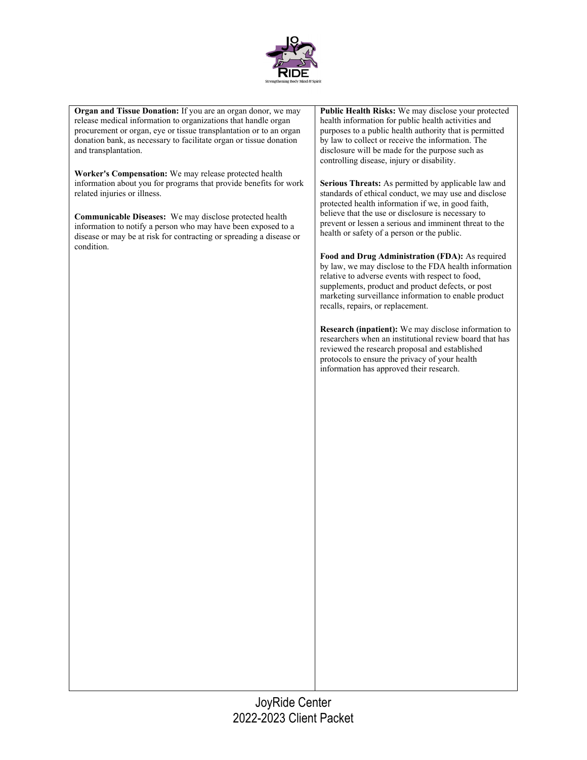**Organ and Tissue Donation:** If you are an organ donor, we may release medical information to organizations that handle organ procurement or organ, eye or tissue transplantation or to an organ donation bank, as necessary to facilitate organ or tissue donation and transplantation.

**Worker's Compensation:** We may release protected health information about you for programs that provide benefits for work related injuries or illness.

**Communicable Diseases:** We may disclose protected health information to notify a person who may have been exposed to a disease or may be at risk for contracting or spreading a disease or condition.

**Public Health Risks:** We may disclose your protected health information for public health activities and purposes to a public health authority that is permitted by law to collect or receive the information. The disclosure will be made for the purpose such as controlling disease, injury or disability.

**Serious Threats:** As permitted by applicable law and standards of ethical conduct, we may use and disclose protected health information if we, in good faith, believe that the use or disclosure is necessary to prevent or lessen a serious and imminent threat to the health or safety of a person or the public.

**Food and Drug Administration (FDA):** As required by law, we may disclose to the FDA health information relative to adverse events with respect to food, supplements, product and product defects, or post marketing surveillance information to enable product recalls, repairs, or replacement.

**Research (inpatient):** We may disclose information to researchers when an institutional review board that has reviewed the research proposal and established protocols to ensure the privacy of your health information has approved their research.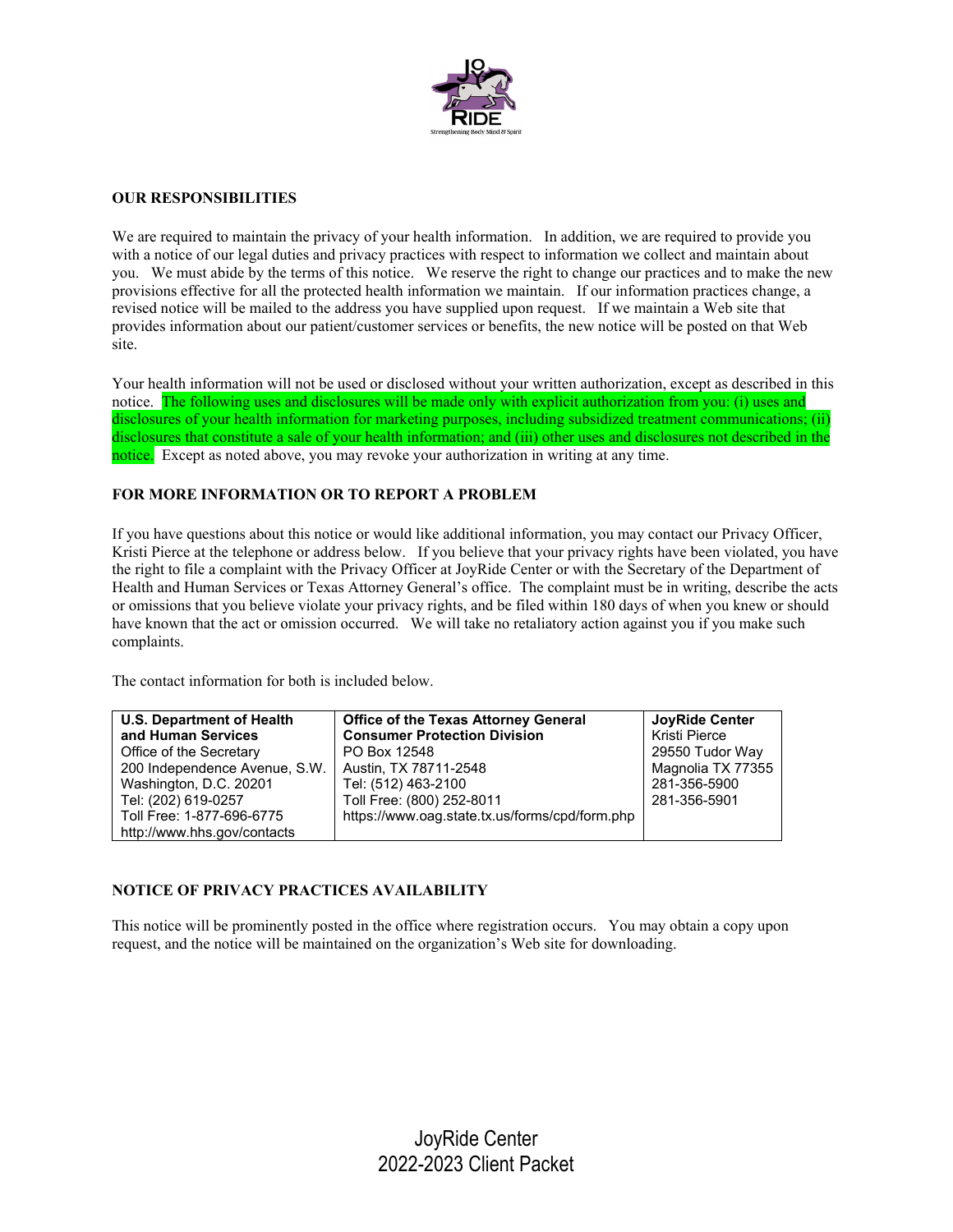## OUR RESPONSIBILITIES

We are required to maintain the privacy of your health information. In addition, we are required to provide you with a notice of our legal duties and privacy practices with respect to information we collect and maintain about you. We must abide by the terms of this notice. We reserve the right to change our practices and to make the new provisions effective for all the protected health information we maintain. If our information practices change, a revised notice will be mailed to the address you have supplied upon request. If we maintain a Web site that provides information about our patient/customer services or benefits, the new notice will be posted on that Web site.

Your health information will not be used or disclosed without your written authorization, except as described in this notice. The following uses and disclosures will be made only with explicit authorization from you: (i) uses and disclosures of your health information for marketing purposes, including subsidized treatment communications; (ii) disclosures that constitute a sale of your health information; and (iii) other uses and disclosures not described in the notice. Except as noted above, you may revoke your authorization in writing at any time.

## FOR MORE INFORMATION OR TO REPORT A PROBLEM

If you have questions about this notice or would like additional information, you may contact our Privacy Officer, Kristi Pierce at the telephone or address below. If you believe that your privacy rights have been violated, you have the right to file a complaint with the Privacy Officer at JoyRide Center or with the Secretary of the Department of Health and Human Services or Texas Attorney General's office. The complaint must be in writing, describe the acts or omissions that you believe violate your privacy rights, and be filed within 180 days of when you knew or should have known that the act or omission occurred. We will take no retaliatory action against you if you make such complaints.

The contact information for both is included below.

| | | |
|---|---|---|
| **U.S. Department of Health and Human Services**<br>Office of the Secretary<br>200 Independence Avenue, S.W.<br>Washington, D.C. 20201<br>Tel: (202) 619-0257<br>Toll Free: 1-877-696-6775<br>http://www.hhs.gov/contacts | **Office of the Texas Attorney General Consumer Protection Division**<br>PO Box 12548<br>Austin, TX 78711-2548<br>Tel: (512) 463-2100<br>Toll Free: (800) 252-8011<br>https://www.oag.state.tx.us/forms/cpd/form.php | **JoyRide Center**<br>Kristi Pierce<br>29550 Tudor Way<br>Magnolia TX 77355<br>281-356-5900<br>281-356-5901 |

## NOTICE OF PRIVACY PRACTICES AVAILABILITY

This notice will be prominently posted in the office where registration occurs. You may obtain a copy upon request, and the notice will be maintained on the organization's Web site for downloading.